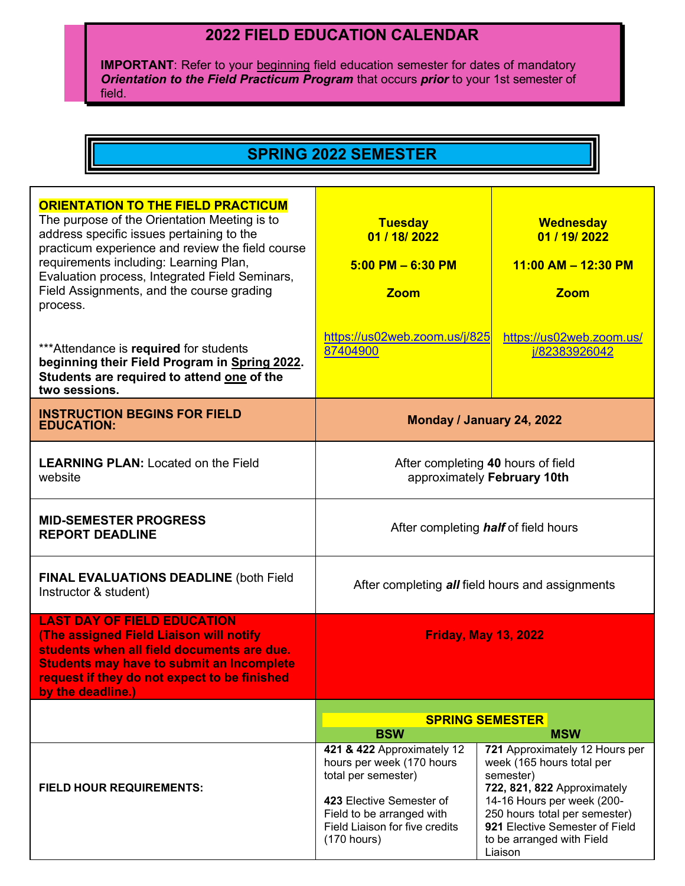# 2022 FIELD EDUCATION CALENDAR

**IMPORTANT**: Refer to your beginning field education semester for dates of mandatory ***Orientation to the Field Practicum Program*** that occurs ***prior*** to your 1st semester of field.

## SPRING 2022 SEMESTER

| | | |
|---|---|---|
| **ORIENTATION TO THE FIELD PRACTICUM**<br>The purpose of the Orientation Meeting is to address specific issues pertaining to the practicum experience and review the field course requirements including: Learning Plan, Evaluation process, Integrated Field Seminars, Field Assignments, and the course grading process.<br><br>***Attendance is **required** for students **beginning their Field Program in Spring 2022. Students are required to attend one of the two sessions.** | **Tuesday**<br>**01 / 18/ 2022**<br><br>**5:00 PM – 6:30 PM**<br><br>**Zoom**<br><br>https://us02web.zoom.us/j/82587404900 | **Wednesday**<br>**01 / 19/ 2022**<br><br>**11:00 AM – 12:30 PM**<br><br>**Zoom**<br><br>https://us02web.zoom.us/j/82383926042 |
| **INSTRUCTION BEGINS FOR FIELD EDUCATION:** | **Monday / January 24, 2022** | |
| **LEARNING PLAN:** Located on the Field website | After completing **40** hours of field approximately **February 10th** | |
| **MID-SEMESTER PROGRESS REPORT DEADLINE** | After completing ***half*** of field hours | |
| **FINAL EVALUATIONS DEADLINE** (both Field Instructor & student) | After completing ***all*** field hours and assignments | |
| **LAST DAY OF FIELD EDUCATION (The assigned Field Liaison will notify students when all field documents are due. Students may have to submit an Incomplete request if they do not expect to be finished by the deadline.)** | **Friday, May 13, 2022** | |
| | **SPRING SEMESTER**<br>**BSW** | **MSW** |
| **FIELD HOUR REQUIREMENTS:** | **421 & 422** Approximately 12 hours per week (170 hours total per semester)<br><br>**423** Elective Semester of Field to be arranged with Field Liaison for five credits (170 hours) | **721** Approximately 12 Hours per week (165 hours total per semester)<br>**722, 821, 822** Approximately 14-16 Hours per week (200-250 hours total per semester)<br>**921** Elective Semester of Field to be arranged with Field Liaison |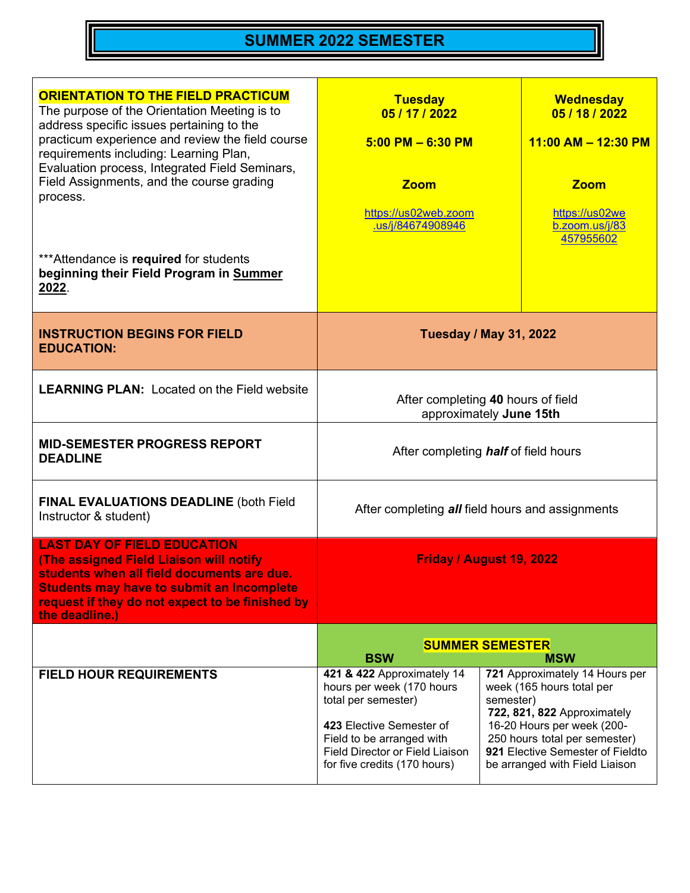# SUMMER 2022 SEMESTER

| | | |
|---|---|---|
| **ORIENTATION TO THE FIELD PRACTICUM**<br>The purpose of the Orientation Meeting is to address specific issues pertaining to the practicum experience and review the field course requirements including: Learning Plan, Evaluation process, Integrated Field Seminars, Field Assignments, and the course grading process.<br><br>***Attendance is **required** for students **beginning their Field Program in Summer 2022**. | **Tuesday**<br>**05 / 17 / 2022**<br><br>**5:00 PM – 6:30 PM**<br><br>**Zoom**<br><br>https://us02web.zoom.us/j/84674908946 | **Wednesday**<br>**05 / 18 / 2022**<br><br>**11:00 AM – 12:30 PM**<br><br>**Zoom**<br><br>https://us02web.zoom.us/j/83457955602 |
| **INSTRUCTION BEGINS FOR FIELD EDUCATION:** | **Tuesday / May 31, 2022** | |
| **LEARNING PLAN:** Located on the Field website | After completing **40** hours of field approximately **June 15th** | |
| **MID-SEMESTER PROGRESS REPORT DEADLINE** | After completing ***half*** of field hours | |
| **FINAL EVALUATIONS DEADLINE** (both Field Instructor & student) | After completing ***all*** field hours and assignments | |
| **LAST DAY OF FIELD EDUCATION (The assigned Field Liaison will notify students when all field documents are due. Students may have to submit an Incomplete request if they do not expect to be finished by the deadline.)** | **Friday / August 19, 2022** | |
| | **SUMMER SEMESTER**<br>**BSW** | **MSW** |
| **FIELD HOUR REQUIREMENTS** | **421 & 422** Approximately 14 hours per week (170 hours total per semester)<br><br>**423** Elective Semester of Field to be arranged with Field Director or Field Liaison for five credits (170 hours) | **721** Approximately 14 Hours per week (165 hours total per semester)<br>**722, 821, 822** Approximately 16-20 Hours per week (200-250 hours total per semester)<br>**921** Elective Semester of Fieldto be arranged with Field Liaison |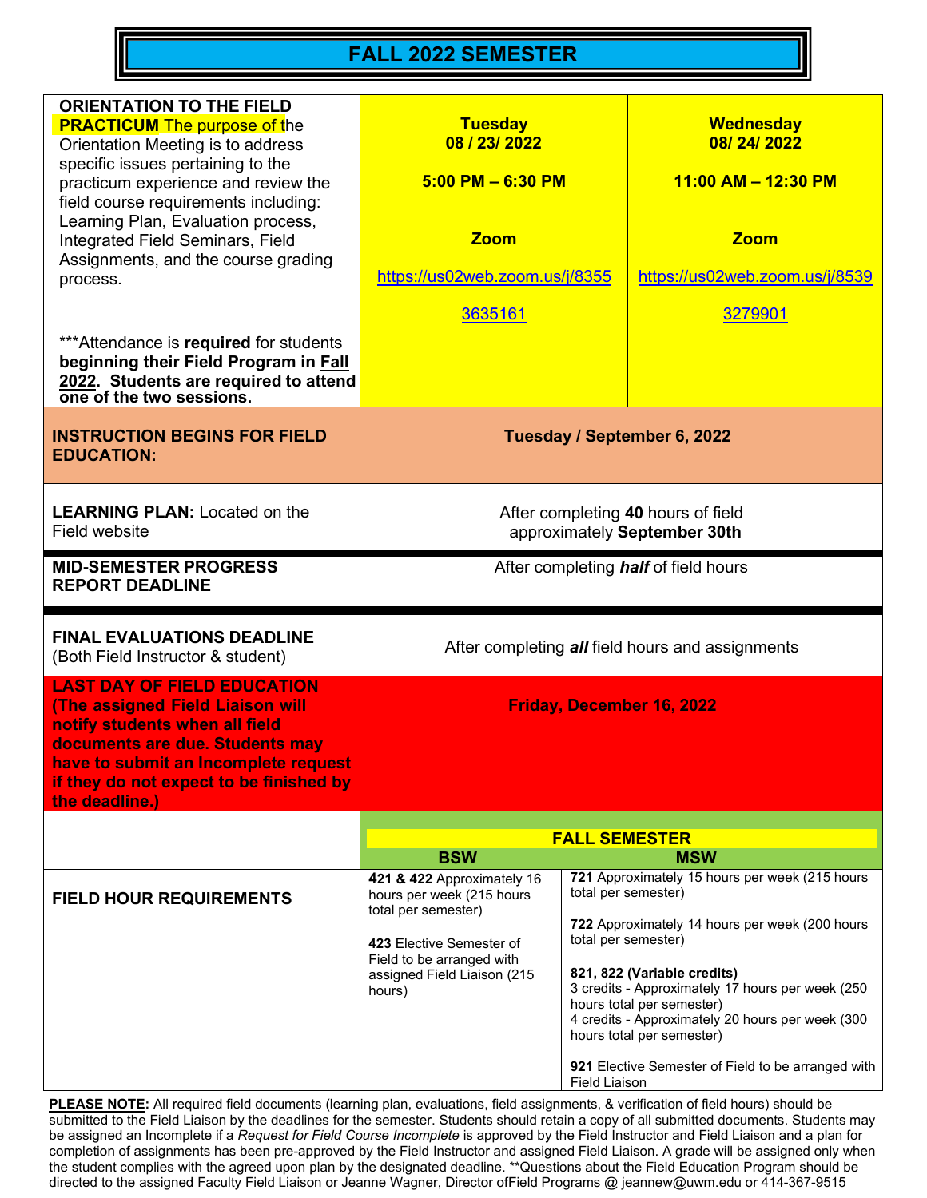# FALL 2022 SEMESTER

| | | |
|---|---|---|
| **ORIENTATION TO THE FIELD PRACTICUM** The purpose of the Orientation Meeting is to address specific issues pertaining to the practicum experience and review the field course requirements including: Learning Plan, Evaluation process, Integrated Field Seminars, Field Assignments, and the course grading process.<br><br>***Attendance is **required** for students **beginning their Field Program in Fall 2022. Students are required to attend one of the two sessions.** | **Tuesday 08 / 23/ 2022**<br><br>**5:00 PM – 6:30 PM**<br><br>**Zoom**<br><br>https://us02web.zoom.us/j/83553635161 | **Wednesday 08/ 24/ 2022**<br><br>**11:00 AM – 12:30 PM**<br><br>**Zoom**<br><br>https://us02web.zoom.us/j/85393279901 |
| **INSTRUCTION BEGINS FOR FIELD EDUCATION:** | **Tuesday / September 6, 2022** | |
| **LEARNING PLAN:** Located on the Field website | After completing **40** hours of field approximately **September 30th** | |
| **MID-SEMESTER PROGRESS REPORT DEADLINE** | After completing ***half*** of field hours | |
| **FINAL EVALUATIONS DEADLINE** (Both Field Instructor & student) | After completing ***all*** field hours and assignments | |
| **LAST DAY OF FIELD EDUCATION (The assigned Field Liaison will notify students when all field documents are due. Students may have to submit an Incomplete request if they do not expect to be finished by the deadline.)** | **Friday, December 16, 2022** | |
| | **FALL SEMESTER**<br>**BSW** | **FALL SEMESTER**<br>**MSW** |
| **FIELD HOUR REQUIREMENTS** | **421 & 422** Approximately 16 hours per week (215 hours total per semester)<br><br>**423** Elective Semester of Field to be arranged with assigned Field Liaison (215 hours) | **721** Approximately 15 hours per week (215 hours total per semester)<br><br>**722** Approximately 14 hours per week (200 hours total per semester)<br><br>**821, 822 (Variable credits)**<br>3 credits - Approximately 17 hours per week (250 hours total per semester)<br>4 credits - Approximately 20 hours per week (300 hours total per semester)<br><br>**921** Elective Semester of Field to be arranged with Field Liaison |

**PLEASE NOTE:** All required field documents (learning plan, evaluations, field assignments, & verification of field hours) should be submitted to the Field Liaison by the deadlines for the semester. Students should retain a copy of all submitted documents. Students may be assigned an Incomplete if a *Request for Field Course Incomplete* is approved by the Field Instructor and Field Liaison and a plan for completion of assignments has been pre-approved by the Field Instructor and assigned Field Liaison. A grade will be assigned only when the student complies with the agreed upon plan by the designated deadline. **Questions about the Field Education Program should be directed to the assigned Faculty Field Liaison or Jeanne Wagner, Director ofField Programs @ jeannew@uwm.edu or 414-367-9515